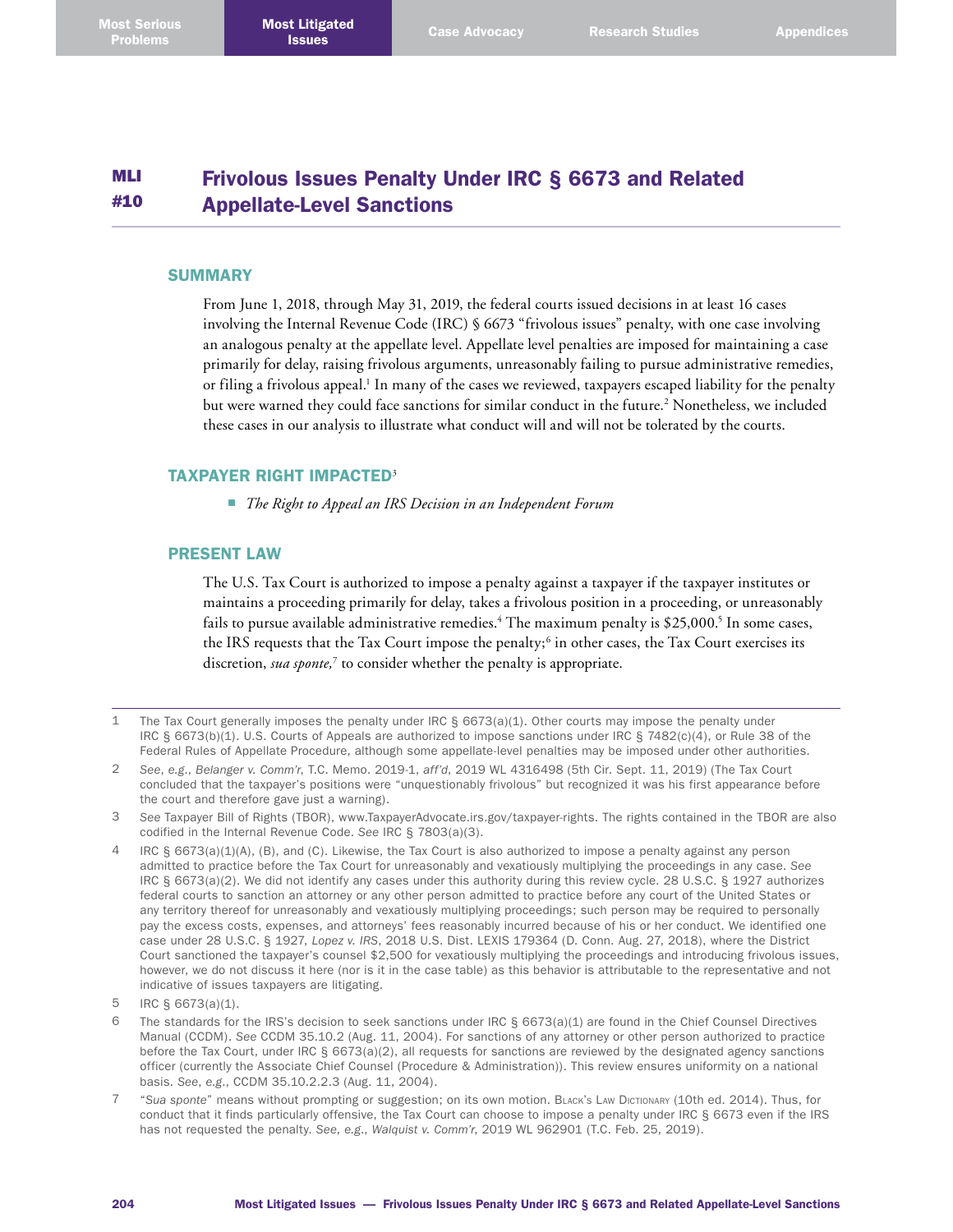# MLI #10 Frivolous Issues Penalty Under IRC § 6673 and Related Appellate-Level Sanctions

## SUMMARY

From June 1, 2018, through May 31, 2019, the federal courts issued decisions in at least 16 cases involving the Internal Revenue Code (IRC) § 6673 "frivolous issues" penalty, with one case involving an analogous penalty at the appellate level. Appellate level penalties are imposed for maintaining a case primarily for delay, raising frivolous arguments, unreasonably failing to pursue administrative remedies, or filing a frivolous appeal.[1] In many of the cases we reviewed, taxpayers escaped liability for the penalty but were warned they could face sanctions for similar conduct in the future.[2] Nonetheless, we included these cases in our analysis to illustrate what conduct will and will not be tolerated by the courts.

## TAXPAYER RIGHT IMPACTED[3]

- *The Right to Appeal an IRS Decision in an Independent Forum*

## PRESENT LAW

The U.S. Tax Court is authorized to impose a penalty against a taxpayer if the taxpayer institutes or maintains a proceeding primarily for delay, takes a frivolous position in a proceeding, or unreasonably fails to pursue available administrative remedies.[4] The maximum penalty is $25,000.[5] In some cases, the IRS requests that the Tax Court impose the penalty;[6] in other cases, the Tax Court exercises its discretion, *sua sponte,*[7] to consider whether the penalty is appropriate.

---

1 The Tax Court generally imposes the penalty under IRC § 6673(a)(1). Other courts may impose the penalty under IRC § 6673(b)(1). U.S. Courts of Appeals are authorized to impose sanctions under IRC § 7482(c)(4), or Rule 38 of the Federal Rules of Appellate Procedure, although some appellate-level penalties may be imposed under other authorities.

2 *See, e.g., Belanger v. Comm'r*, T.C. Memo. 2019-1, *aff'd*, 2019 WL 4316498 (5th Cir. Sept. 11, 2019) (The Tax Court concluded that the taxpayer's positions were "unquestionably frivolous" but recognized it was his first appearance before the court and therefore gave just a warning).

3 *See* Taxpayer Bill of Rights (TBOR), www.TaxpayerAdvocate.irs.gov/taxpayer-rights. The rights contained in the TBOR are also codified in the Internal Revenue Code. *See* IRC § 7803(a)(3).

4 IRC § 6673(a)(1)(A), (B), and (C). Likewise, the Tax Court is also authorized to impose a penalty against any person admitted to practice before the Tax Court for unreasonably and vexatiously multiplying the proceedings in any case. *See* IRC § 6673(a)(2). We did not identify any cases under this authority during this review cycle. 28 U.S.C. § 1927 authorizes federal courts to sanction an attorney or any other person admitted to practice before any court of the United States or any territory thereof for unreasonably and vexatiously multiplying proceedings; such person may be required to personally pay the excess costs, expenses, and attorneys' fees reasonably incurred because of his or her conduct. We identified one case under 28 U.S.C. § 1927, *Lopez v. IRS*, 2018 U.S. Dist. LEXIS 179364 (D. Conn. Aug. 27, 2018), where the District Court sanctioned the taxpayer's counsel $2,500 for vexatiously multiplying the proceedings and introducing frivolous issues, however, we do not discuss it here (nor is it in the case table) as this behavior is attributable to the representative and not indicative of issues taxpayers are litigating.

5 IRC § 6673(a)(1).

6 The standards for the IRS's decision to seek sanctions under IRC § 6673(a)(1) are found in the Chief Counsel Directives Manual (CCDM). *See* CCDM 35.10.2 (Aug. 11, 2004). For sanctions of any attorney or other person authorized to practice before the Tax Court, under IRC § 6673(a)(2), all requests for sanctions are reviewed by the designated agency sanctions officer (currently the Associate Chief Counsel (Procedure & Administration)). This review ensures uniformity on a national basis. *See, e.g.*, CCDM 35.10.2.2.3 (Aug. 11, 2004).

7 "*Sua sponte*" means without prompting or suggestion; on its own motion. Black's Law Dictionary (10th ed. 2014). Thus, for conduct that it finds particularly offensive, the Tax Court can choose to impose a penalty under IRC § 6673 even if the IRS has not requested the penalty. *See, e.g., Walquist v. Comm'r*, 2019 WL 962901 (T.C. Feb. 25, 2019).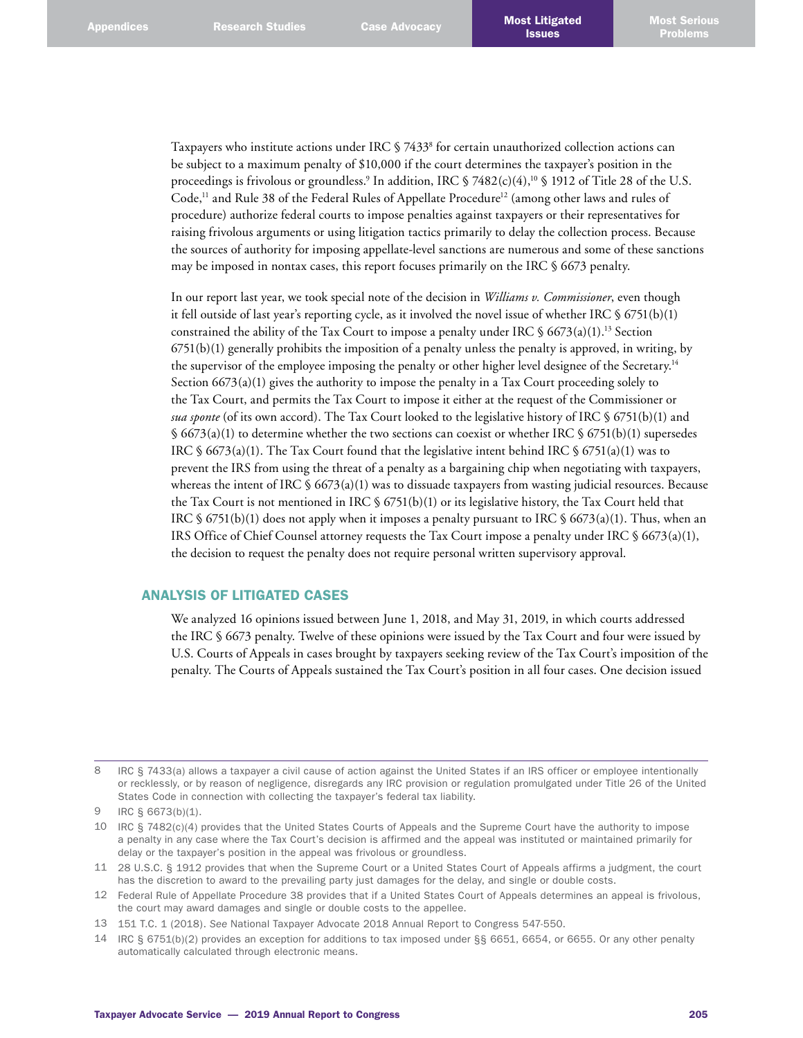Taxpayers who institute actions under IRC § 7433[8] for certain unauthorized collection actions can be subject to a maximum penalty of $10,000 if the court determines the taxpayer's position in the proceedings is frivolous or groundless.[9] In addition, IRC § 7482(c)(4),[10] § 1912 of Title 28 of the U.S. Code,[11] and Rule 38 of the Federal Rules of Appellate Procedure[12] (among other laws and rules of procedure) authorize federal courts to impose penalties against taxpayers or their representatives for raising frivolous arguments or using litigation tactics primarily to delay the collection process. Because the sources of authority for imposing appellate-level sanctions are numerous and some of these sanctions may be imposed in nontax cases, this report focuses primarily on the IRC § 6673 penalty.

In our report last year, we took special note of the decision in *Williams v. Commissioner*, even though it fell outside of last year's reporting cycle, as it involved the novel issue of whether IRC § 6751(b)(1) constrained the ability of the Tax Court to impose a penalty under IRC § 6673(a)(1).[13] Section 6751(b)(1) generally prohibits the imposition of a penalty unless the penalty is approved, in writing, by the supervisor of the employee imposing the penalty or other higher level designee of the Secretary.[14] Section 6673(a)(1) gives the authority to impose the penalty in a Tax Court proceeding solely to the Tax Court, and permits the Tax Court to impose it either at the request of the Commissioner or *sua sponte* (of its own accord). The Tax Court looked to the legislative history of IRC § 6751(b)(1) and § 6673(a)(1) to determine whether the two sections can coexist or whether IRC § 6751(b)(1) supersedes IRC § 6673(a)(1). The Tax Court found that the legislative intent behind IRC § 6751(a)(1) was to prevent the IRS from using the threat of a penalty as a bargaining chip when negotiating with taxpayers, whereas the intent of IRC § 6673(a)(1) was to dissuade taxpayers from wasting judicial resources. Because the Tax Court is not mentioned in IRC § 6751(b)(1) or its legislative history, the Tax Court held that IRC § 6751(b)(1) does not apply when it imposes a penalty pursuant to IRC § 6673(a)(1). Thus, when an IRS Office of Chief Counsel attorney requests the Tax Court impose a penalty under IRC § 6673(a)(1), the decision to request the penalty does not require personal written supervisory approval.

## ANALYSIS OF LITIGATED CASES

We analyzed 16 opinions issued between June 1, 2018, and May 31, 2019, in which courts addressed the IRC § 6673 penalty. Twelve of these opinions were issued by the Tax Court and four were issued by U.S. Courts of Appeals in cases brought by taxpayers seeking review of the Tax Court's imposition of the penalty. The Courts of Appeals sustained the Tax Court's position in all four cases. One decision issued

---

8 IRC § 7433(a) allows a taxpayer a civil cause of action against the United States if an IRS officer or employee intentionally or recklessly, or by reason of negligence, disregards any IRC provision or regulation promulgated under Title 26 of the United States Code in connection with collecting the taxpayer's federal tax liability.

9 IRC § 6673(b)(1).

10 IRC § 7482(c)(4) provides that the United States Courts of Appeals and the Supreme Court have the authority to impose a penalty in any case where the Tax Court's decision is affirmed and the appeal was instituted or maintained primarily for delay or the taxpayer's position in the appeal was frivolous or groundless.

11 28 U.S.C. § 1912 provides that when the Supreme Court or a United States Court of Appeals affirms a judgment, the court has the discretion to award to the prevailing party just damages for the delay, and single or double costs.

12 Federal Rule of Appellate Procedure 38 provides that if a United States Court of Appeals determines an appeal is frivolous, the court may award damages and single or double costs to the appellee.

13 151 T.C. 1 (2018). *See* National Taxpayer Advocate 2018 Annual Report to Congress 547-550.

14 IRC § 6751(b)(2) provides an exception for additions to tax imposed under §§ 6651, 6654, or 6655. Or any other penalty automatically calculated through electronic means.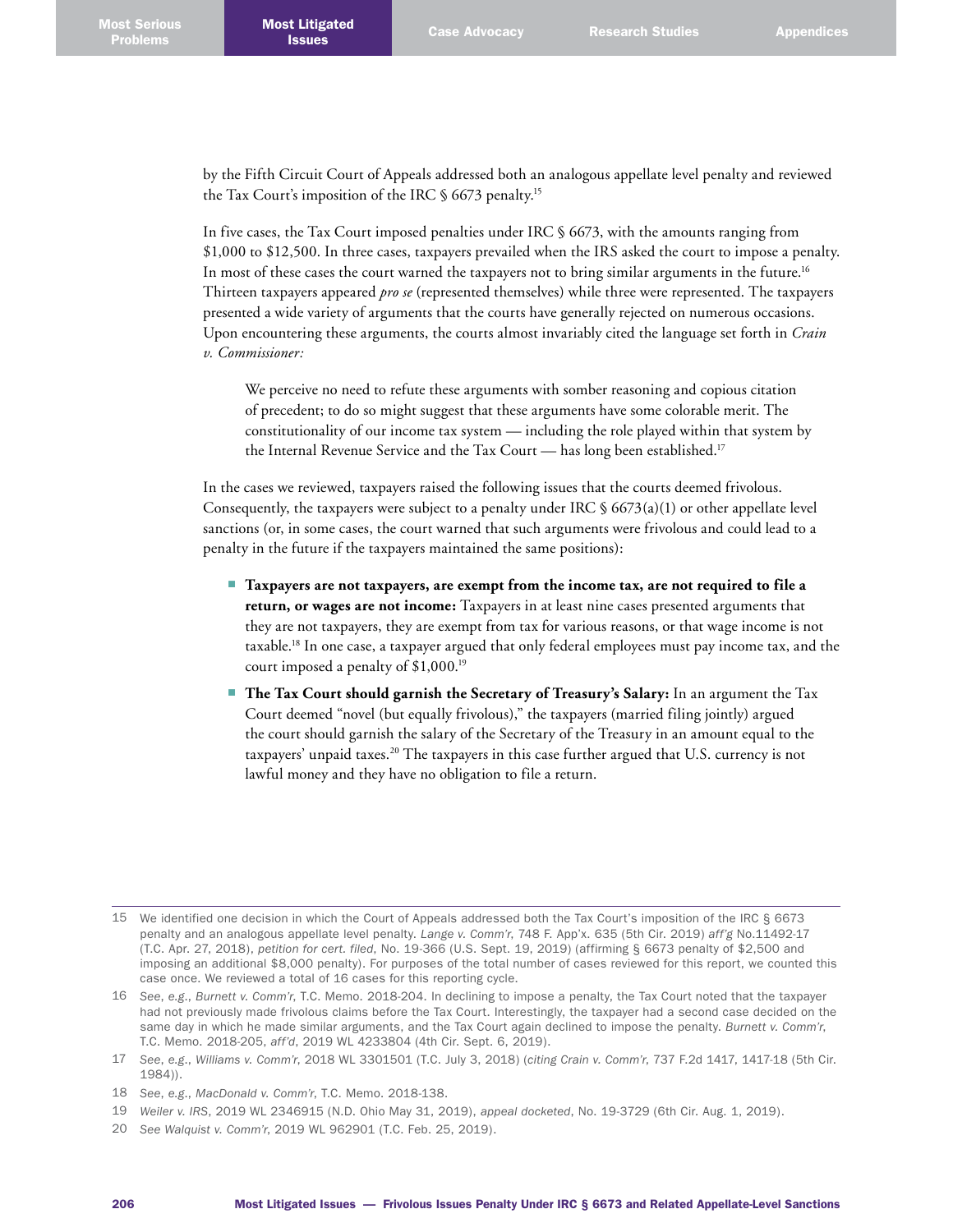by the Fifth Circuit Court of Appeals addressed both an analogous appellate level penalty and reviewed the Tax Court's imposition of the IRC § 6673 penalty.[15]

In five cases, the Tax Court imposed penalties under IRC § 6673, with the amounts ranging from $1,000 to $12,500. In three cases, taxpayers prevailed when the IRS asked the court to impose a penalty. In most of these cases the court warned the taxpayers not to bring similar arguments in the future.[16] Thirteen taxpayers appeared *pro se* (represented themselves) while three were represented. The taxpayers presented a wide variety of arguments that the courts have generally rejected on numerous occasions. Upon encountering these arguments, the courts almost invariably cited the language set forth in *Crain v. Commissioner:*

> We perceive no need to refute these arguments with somber reasoning and copious citation of precedent; to do so might suggest that these arguments have some colorable merit. The constitutionality of our income tax system — including the role played within that system by the Internal Revenue Service and the Tax Court — has long been established.[17]

In the cases we reviewed, taxpayers raised the following issues that the courts deemed frivolous. Consequently, the taxpayers were subject to a penalty under IRC § 6673(a)(1) or other appellate level sanctions (or, in some cases, the court warned that such arguments were frivolous and could lead to a penalty in the future if the taxpayers maintained the same positions):

- **Taxpayers are not taxpayers, are exempt from the income tax, are not required to file a return, or wages are not income:** Taxpayers in at least nine cases presented arguments that they are not taxpayers, they are exempt from tax for various reasons, or that wage income is not taxable.[18] In one case, a taxpayer argued that only federal employees must pay income tax, and the court imposed a penalty of $1,000.[19]
- **The Tax Court should garnish the Secretary of Treasury's Salary:** In an argument the Tax Court deemed "novel (but equally frivolous)," the taxpayers (married filing jointly) argued the court should garnish the salary of the Secretary of the Treasury in an amount equal to the taxpayers' unpaid taxes.[20] The taxpayers in this case further argued that U.S. currency is not lawful money and they have no obligation to file a return.

---

15 We identified one decision in which the Court of Appeals addressed both the Tax Court's imposition of the IRC § 6673 penalty and an analogous appellate level penalty. *Lange v. Comm'r*, 748 F. App'x. 635 (5th Cir. 2019) *aff'g* No.11492-17 (T.C. Apr. 27, 2018), *petition for cert. filed*, No. 19-366 (U.S. Sept. 19, 2019) (affirming § 6673 penalty of $2,500 and imposing an additional $8,000 penalty). For purposes of the total number of cases reviewed for this report, we counted this case once. We reviewed a total of 16 cases for this reporting cycle.

16 *See, e.g.*, *Burnett v. Comm'r*, T.C. Memo. 2018-204. In declining to impose a penalty, the Tax Court noted that the taxpayer had not previously made frivolous claims before the Tax Court. Interestingly, the taxpayer had a second case decided on the same day in which he made similar arguments, and the Tax Court again declined to impose the penalty. *Burnett v. Comm'r*, T.C. Memo. 2018-205, *aff'd*, 2019 WL 4233804 (4th Cir. Sept. 6, 2019).

17 *See, e.g.*, *Williams v. Comm'r*, 2018 WL 3301501 (T.C. July 3, 2018) (*citing Crain v. Comm'r*, 737 F.2d 1417, 1417-18 (5th Cir. 1984)).

18 *See, e.g.*, *MacDonald v. Comm'r*, T.C. Memo. 2018-138.

19 *Weiler v. IRS*, 2019 WL 2346915 (N.D. Ohio May 31, 2019), *appeal docketed*, No. 19-3729 (6th Cir. Aug. 1, 2019).

20 *See Walquist v. Comm'r*, 2019 WL 962901 (T.C. Feb. 25, 2019).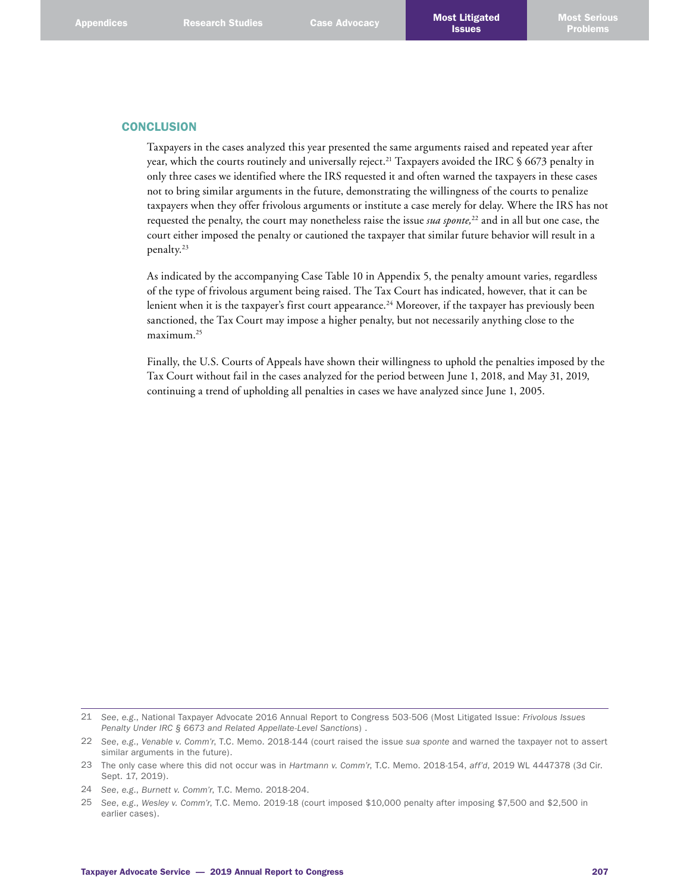## CONCLUSION

Taxpayers in the cases analyzed this year presented the same arguments raised and repeated year after year, which the courts routinely and universally reject.[21] Taxpayers avoided the IRC § 6673 penalty in only three cases we identified where the IRS requested it and often warned the taxpayers in these cases not to bring similar arguments in the future, demonstrating the willingness of the courts to penalize taxpayers when they offer frivolous arguments or institute a case merely for delay. Where the IRS has not requested the penalty, the court may nonetheless raise the issue *sua sponte,*[22] and in all but one case, the court either imposed the penalty or cautioned the taxpayer that similar future behavior will result in a penalty.[23]

As indicated by the accompanying Case Table 10 in Appendix 5, the penalty amount varies, regardless of the type of frivolous argument being raised. The Tax Court has indicated, however, that it can be lenient when it is the taxpayer's first court appearance.[24] Moreover, if the taxpayer has previously been sanctioned, the Tax Court may impose a higher penalty, but not necessarily anything close to the maximum.[25]

Finally, the U.S. Courts of Appeals have shown their willingness to uphold the penalties imposed by the Tax Court without fail in the cases analyzed for the period between June 1, 2018, and May 31, 2019, continuing a trend of upholding all penalties in cases we have analyzed since June 1, 2005.

---

21 *See, e.g.*, National Taxpayer Advocate 2016 Annual Report to Congress 503-506 (Most Litigated Issue: *Frivolous Issues Penalty Under IRC § 6673 and Related Appellate-Level Sanctions*) .

22 *See, e.g.*, *Venable v. Comm'r*, T.C. Memo. 2018-144 (court raised the issue *sua sponte* and warned the taxpayer not to assert similar arguments in the future).

23 The only case where this did not occur was in *Hartmann v. Comm'r*, T.C. Memo. 2018-154, *aff'd*, 2019 WL 4447378 (3d Cir. Sept. 17, 2019).

24 *See, e.g.*, *Burnett v. Comm'r*, T.C. Memo. 2018-204.

25 *See, e.g.*, *Wesley v. Comm'r*, T.C. Memo. 2019-18 (court imposed $10,000 penalty after imposing $7,500 and $2,500 in earlier cases).